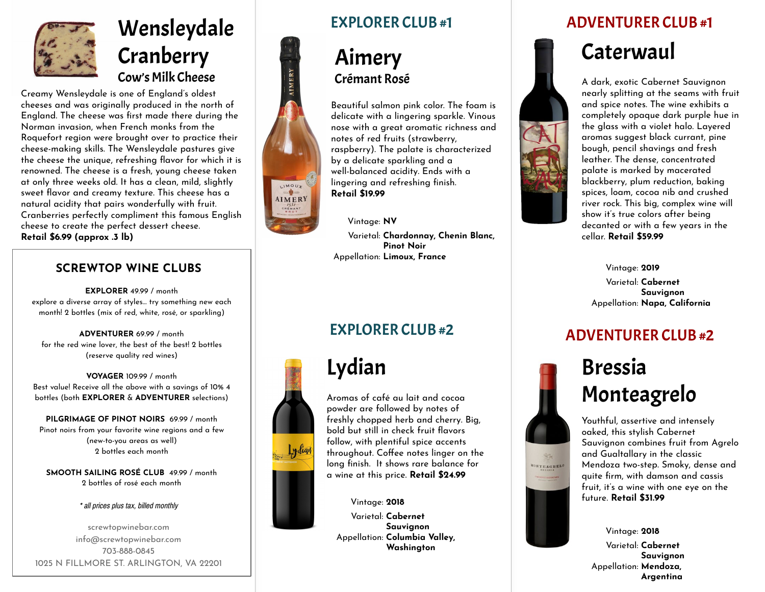# Wensleydale Cranberry

### Cow's Milk Cheese

Creamy Wensleydale is one of England's oldest cheeses and was originally produced in the north of England. The cheese was first made there during the Norman invasion, when French monks from the Roquefort region were brought over to practice their cheese-making skills. The Wensleydale pastures give the cheese the unique, refreshing flavor for which it is renowned. The cheese is a fresh, young cheese taken at only three weeks old. It has a clean, mild, slightly sweet flavor and creamy texture. This cheese has a natural acidity that pairs wonderfully with fruit. Cranberries perfectly compliment this famous English cheese to create the perfect dessert cheese.
**Retail $6.99 (approx .3 lb)**

## SCREWTOP WINE CLUBS

**EXPLORER** 49.99 / month
explore a diverse array of styles... try something new each month! 2 bottles (mix of red, white, rosé, or sparkling)

**ADVENTURER** 69.99 / month
for the red wine lover, the best of the best! 2 bottles (reserve quality red wines)

**VOYAGER** 109.99 / month
Best value! Receive all the above with a savings of 10% 4 bottles (both **EXPLORER** & **ADVENTURER** selections)

**PILGRIMAGE OF PINOT NOIRS** 69.99 / month
Pinot noirs from your favorite wine regions and a few (new-to-you areas as well)
2 bottles each month

**SMOOTH SAILING ROSÉ CLUB** 49.99 / month
2 bottles of rosé each month

*\* all prices plus tax, billed monthly*

screwtopwinebar.com
info@screwtopwinebar.com
703-888-0845
1025 N FILLMORE ST. ARLINGTON, VA 22201

## EXPLORER CLUB #1

# Aimery

### Crémant Rosé

Beautiful salmon pink color. The foam is delicate with a lingering sparkle. Vinous nose with a great aromatic richness and notes of red fruits (strawberry, raspberry). The palate is characterized by a delicate sparkling and a well-balanced acidity. Ends with a lingering and refreshing finish.
**Retail $19.99**

Vintage: **NV**
Varietal: **Chardonnay, Chenin Blanc, Pinot Noir**
Appellation: **Limoux, France**

## EXPLORER CLUB #2

# Lydian

Aromas of café au lait and cocoa powder are followed by notes of freshly chopped herb and cherry. Big, bold but still in check fruit flavors follow, with plentiful spice accents throughout. Coffee notes linger on the long finish. It shows rare balance for a wine at this price. **Retail $24.99**

Vintage: **2018**
Varietal: **Cabernet Sauvignon**
Appellation: **Columbia Valley, Washington**

## ADVENTURER CLUB #1

# Caterwaul

A dark, exotic Cabernet Sauvignon nearly splitting at the seams with fruit and spice notes. The wine exhibits a completely opaque dark purple hue in the glass with a violet halo. Layered aromas suggest black currant, pine bough, pencil shavings and fresh leather. The dense, concentrated palate is marked by macerated blackberry, plum reduction, baking spices, loam, cocoa nib and crushed river rock. This big, complex wine will show it's true colors after being decanted or with a few years in the cellar. **Retail $59.99**

Vintage: **2019**
Varietal: **Cabernet Sauvignon**
Appellation: **Napa, California**

## ADVENTURER CLUB #2

# Bressia Monteagrelo

Youthful, assertive and intensely oaked, this stylish Cabernet Sauvignon combines fruit from Agrelo and Gualtallary in the classic Mendoza two-step. Smoky, dense and quite firm, with damson and cassis fruit, it's a wine with one eye on the future. **Retail $31.99**

Vintage: **2018**
Varietal: **Cabernet Sauvignon**
Appellation: **Mendoza, Argentina**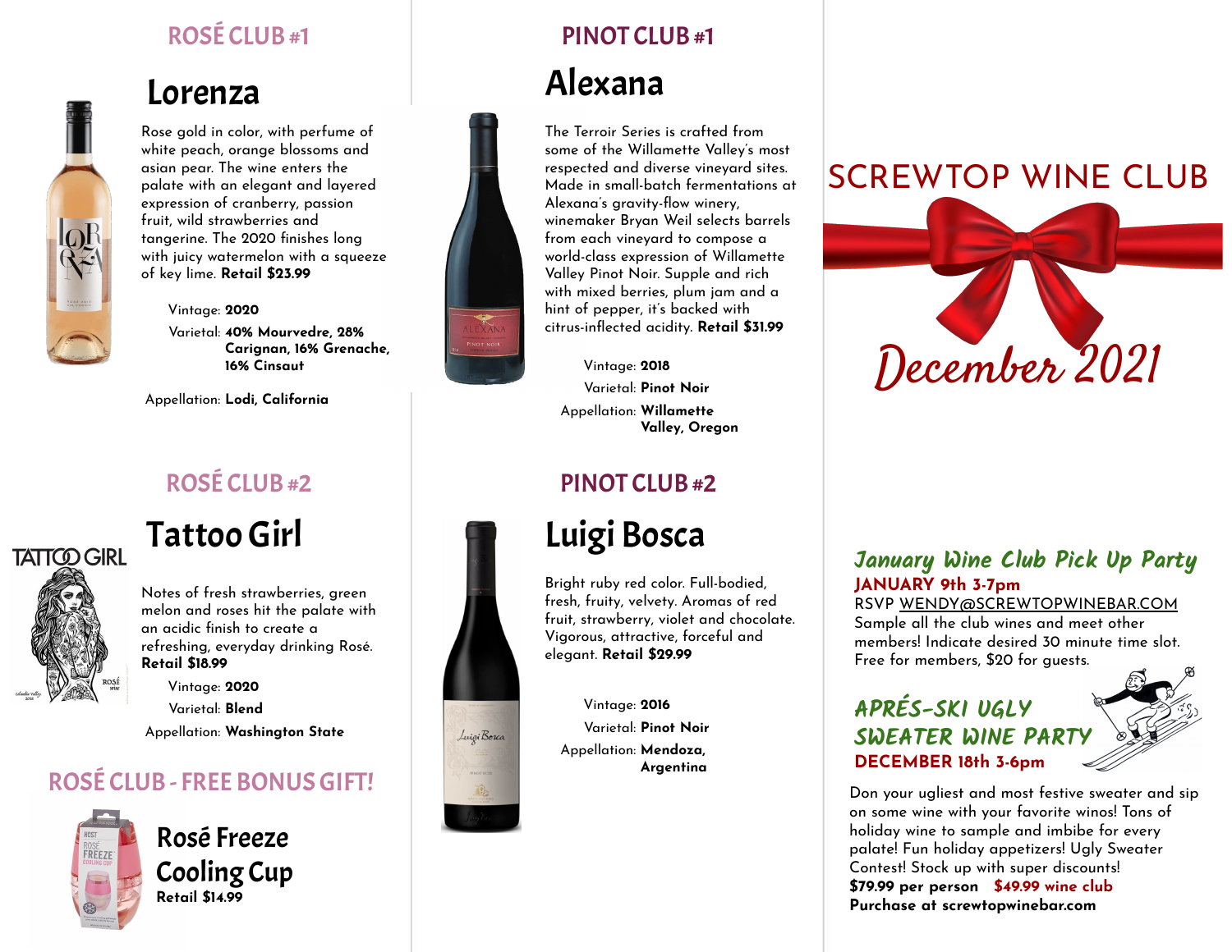## ROSÉ CLUB #1

### Lorenza

Rose gold in color, with perfume of white peach, orange blossoms and asian pear. The wine enters the palate with an elegant and layered expression of cranberry, passion fruit, wild strawberries and tangerine. The 2020 finishes long with juicy watermelon with a squeeze of key lime. **Retail $23.99**

Vintage: **2020**

Varietal: **40% Mourvedre, 28% Carignan, 16% Grenache, 16% Cinsaut**

Appellation: **Lodi, California**

## ROSÉ CLUB #2

### Tattoo Girl

Notes of fresh strawberries, green melon and roses hit the palate with an acidic finish to create a refreshing, everyday drinking Rosé. **Retail $18.99**

Vintage: **2020**

Varietal: **Blend**

Appellation: **Washington State**

## ROSÉ CLUB - FREE BONUS GIFT!

### Rosé Freeze Cooling Cup

**Retail $14.99**

## PINOT CLUB #1

### Alexana

The Terroir Series is crafted from some of the Willamette Valley's most respected and diverse vineyard sites. Made in small-batch fermentations at Alexana's gravity-flow winery, winemaker Bryan Weil selects barrels from each vineyard to compose a world-class expression of Willamette Valley Pinot Noir. Supple and rich with mixed berries, plum jam and a hint of pepper, it's backed with citrus-inflected acidity. **Retail $31.99**

Vintage: **2018**

Varietal: **Pinot Noir**

Appellation: **Willamette Valley, Oregon**

## PINOT CLUB #2

### Luigi Bosca

Bright ruby red color. Full-bodied, fresh, fruity, velvety. Aromas of red fruit, strawberry, violet and chocolate. Vigorous, attractive, forceful and elegant. **Retail $29.99**

Vintage: **2016**

Varietal: **Pinot Noir**

Appellation: **Mendoza, Argentina**

# SCREWTOP WINE CLUB

## December 2021

### *January Wine Club Pick Up Party*

**JANUARY 9th 3-7pm**

RSVP WENDY@SCREWTOPWINEBAR.COM

Sample all the club wines and meet other members! Indicate desired 30 minute time slot. Free for members, $20 for guests.

### APRÉS-SKI UGLY SWEATER WINE PARTY

**DECEMBER 18th 3-6pm**

Don your ugliest and most festive sweater and sip on some wine with your favorite winos! Tons of holiday wine to sample and imbibe for every palate! Fun holiday appetizers! Ugly Sweater Contest! Stock up with super discounts!

**$79.99 per person** **$49.99 wine club**

**Purchase at screwtopwinebar.com**